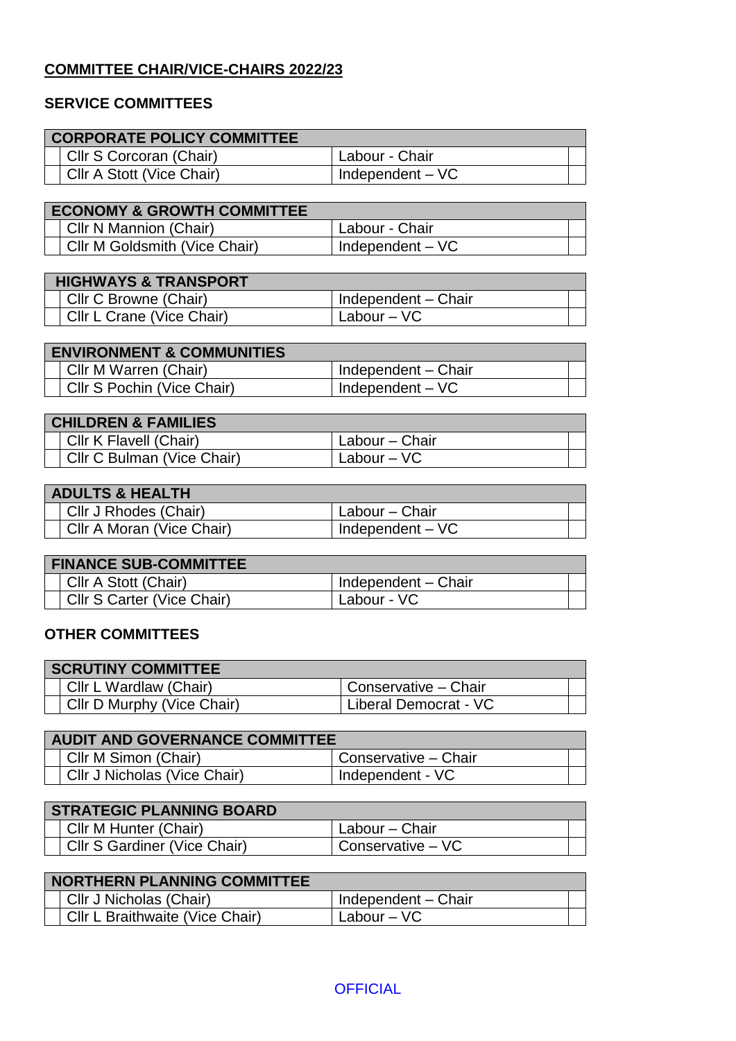## COMMITTEE CHAIR/VICE-CHAIRS 2022/23

### SERVICE COMMITTEES

| CORPORATE POLICY COMMITTEE | |
|---|---|
| Cllr S Corcoran (Chair) | Labour - Chair |
| Cllr A Stott (Vice Chair) | Independent – VC |

| ECONOMY & GROWTH COMMITTEE | |
|---|---|
| Cllr N Mannion (Chair) | Labour - Chair |
| Cllr M Goldsmith (Vice Chair) | Independent – VC |

| HIGHWAYS & TRANSPORT | |
|---|---|
| Cllr C Browne (Chair) | Independent – Chair |
| Cllr L Crane (Vice Chair) | Labour – VC |

| ENVIRONMENT & COMMUNITIES | |
|---|---|
| Cllr M Warren (Chair) | Independent – Chair |
| Cllr S Pochin (Vice Chair) | Independent – VC |

| CHILDREN & FAMILIES | |
|---|---|
| Cllr K Flavell (Chair) | Labour – Chair |
| Cllr C Bulman (Vice Chair) | Labour – VC |

| ADULTS & HEALTH | |
|---|---|
| Cllr J Rhodes (Chair) | Labour – Chair |
| Cllr A Moran (Vice Chair) | Independent – VC |

| FINANCE SUB-COMMITTEE | |
|---|---|
| Cllr A Stott (Chair) | Independent – Chair |
| Cllr S Carter (Vice Chair) | Labour - VC |

### OTHER COMMITTEES

| SCRUTINY COMMITTEE | |
|---|---|
| Cllr L Wardlaw (Chair) | Conservative – Chair |
| Cllr D Murphy (Vice Chair) | Liberal Democrat - VC |

| AUDIT AND GOVERNANCE COMMITTEE | |
|---|---|
| Cllr M Simon (Chair) | Conservative – Chair |
| Cllr J Nicholas (Vice Chair) | Independent - VC |

| STRATEGIC PLANNING BOARD | |
|---|---|
| Cllr M Hunter (Chair) | Labour – Chair |
| Cllr S Gardiner (Vice Chair) | Conservative – VC |

| NORTHERN PLANNING COMMITTEE | |
|---|---|
| Cllr J Nicholas (Chair) | Independent – Chair |
| Cllr L Braithwaite (Vice Chair) | Labour – VC |

OFFICIAL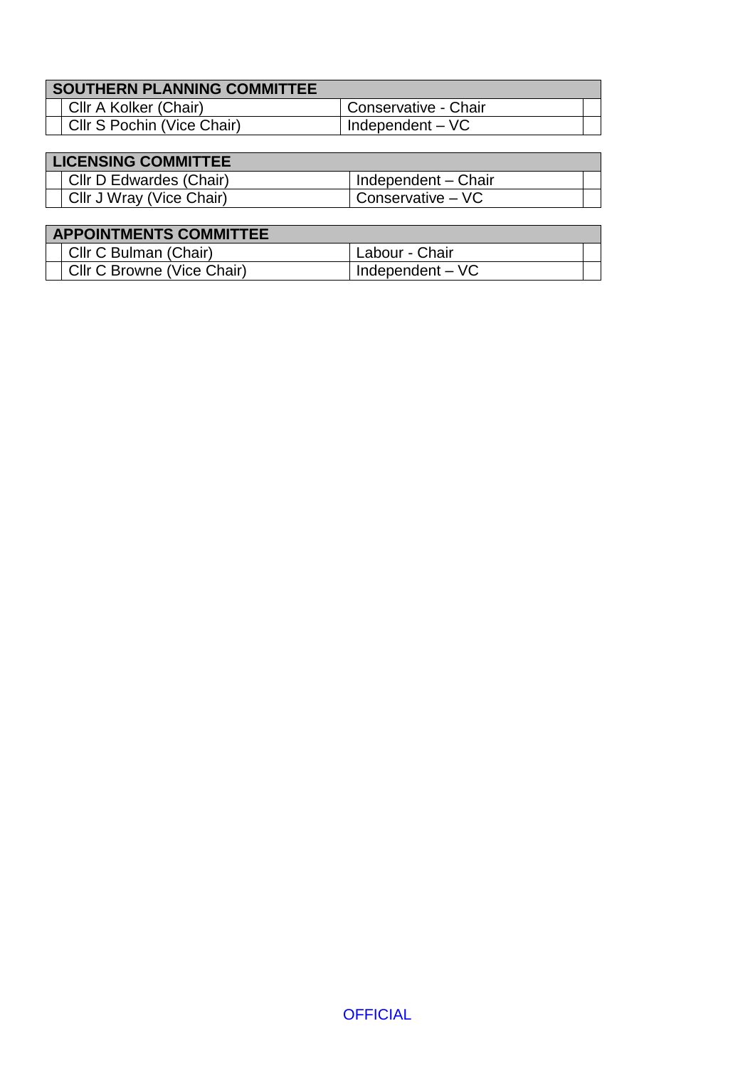| SOUTHERN PLANNING COMMITTEE | | | |
|---|---|---|---|
| | Cllr A Kolker (Chair) | Conservative - Chair | |
| | Cllr S Pochin (Vice Chair) | Independent – VC | |

| LICENSING COMMITTEE | | | |
|---|---|---|---|
| | Cllr D Edwardes (Chair) | Independent – Chair | |
| | Cllr J Wray (Vice Chair) | Conservative – VC | |

| APPOINTMENTS COMMITTEE | | | |
|---|---|---|---|
| | Cllr C Bulman (Chair) | Labour - Chair | |
| | Cllr C Browne (Vice Chair) | Independent – VC | |

OFFICIAL